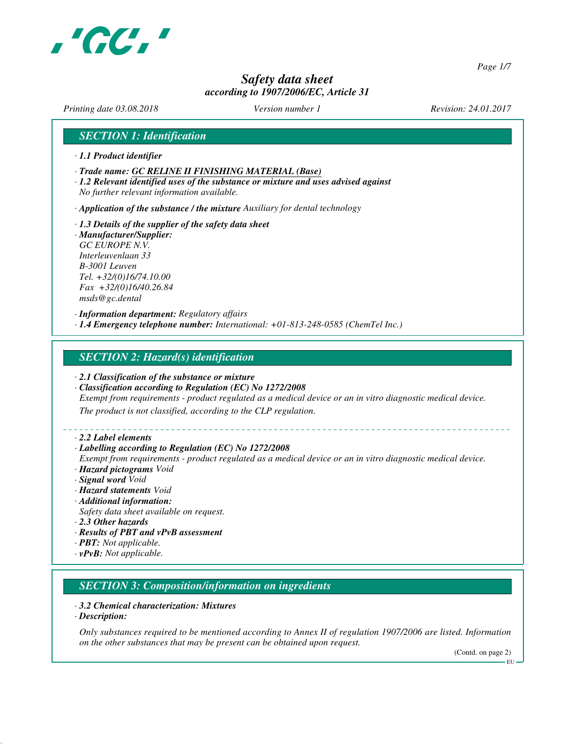# Safety data sheet
*according to 1907/2006/EC, Article 31*

*Printing date 03.08.2018* *Version number 1* *Revision: 24.01.2017*

## SECTION 1: Identification

· **1.1 Product identifier**

· **Trade name: GC RELINE II FINISHING MATERIAL (Base)**

· **1.2 Relevant identified uses of the substance or mixture and uses advised against**
No further relevant information available.

· **Application of the substance / the mixture** Auxiliary for dental technology

· **1.3 Details of the supplier of the safety data sheet**

· **Manufacturer/Supplier:**
GC EUROPE N.V.
Interleuvenlaan 33
B-3001 Leuven
Tel. +32/(0)16/74.10.00
Fax +32/(0)16/40.26.84
msds@gc.dental

· **Information department:** Regulatory affairs

· **1.4 Emergency telephone number:** International: +01-813-248-0585 (ChemTel Inc.)

## SECTION 2: Hazard(s) identification

· **2.1 Classification of the substance or mixture**

· **Classification according to Regulation (EC) No 1272/2008**
Exempt from requirements - product regulated as a medical device or an in vitro diagnostic medical device.
The product is not classified, according to the CLP regulation.

· **2.2 Label elements**

· **Labelling according to Regulation (EC) No 1272/2008**
Exempt from requirements - product regulated as a medical device or an in vitro diagnostic medical device.

· **Hazard pictograms** Void

· **Signal word** Void

· **Hazard statements** Void

· **Additional information:**
Safety data sheet available on request.

· **2.3 Other hazards**

· **Results of PBT and vPvB assessment**

· **PBT:** Not applicable.

· **vPvB:** Not applicable.

## SECTION 3: Composition/information on ingredients

· **3.2 Chemical characterization: Mixtures**

· **Description:**

Only substances required to be mentioned according to Annex II of regulation 1907/2006 are listed. Information on the other substances that may be present can be obtained upon request.

(Contd. on page 2)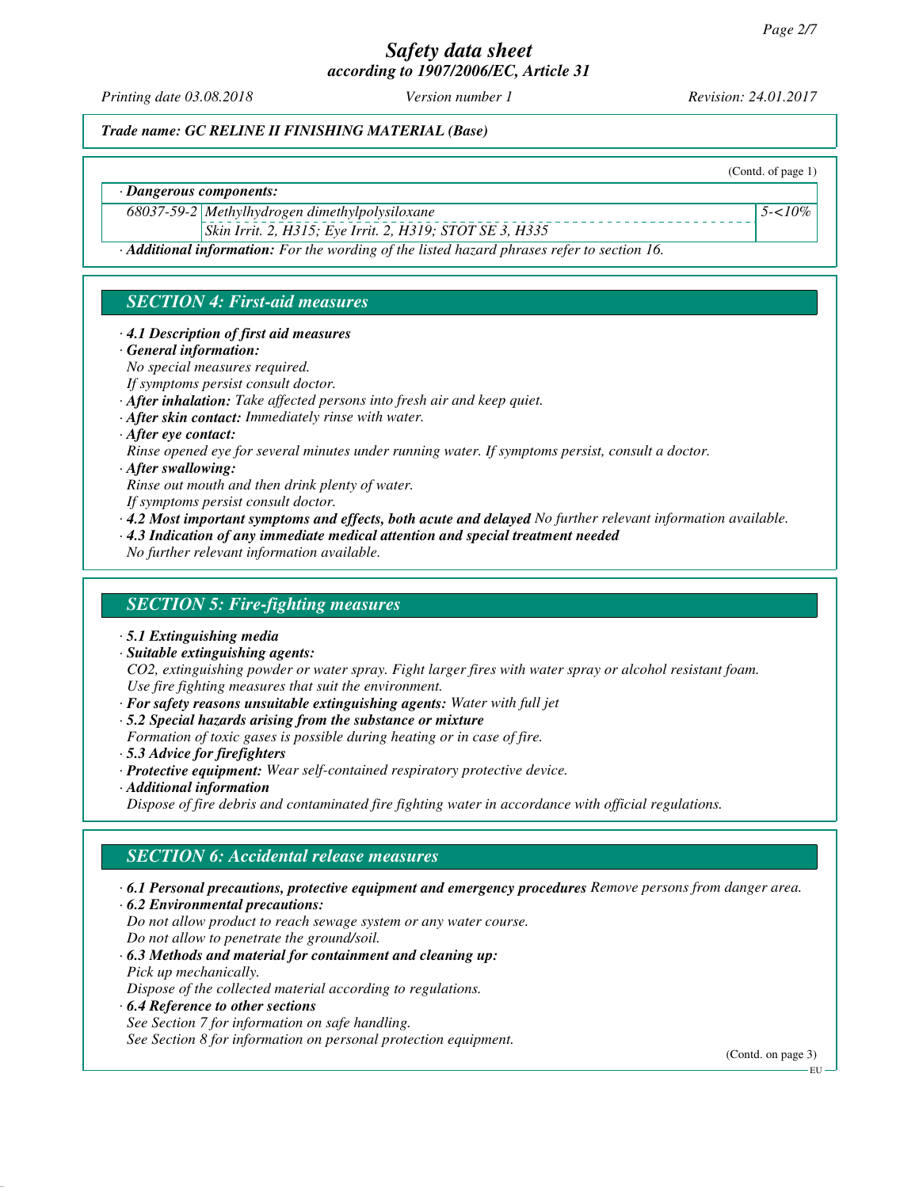(Contd. of page 1)

· **Dangerous components:**

| | | |
|---|---|---|
| 68037-59-2 | Methylhydrogen dimethylpolysiloxane | 5-<10% |
| | Skin Irrit. 2, H315; Eye Irrit. 2, H319; STOT SE 3, H335 | |

· **Additional information:** For the wording of the listed hazard phrases refer to section 16.

## SECTION 4: First-aid measures

· **4.1 Description of first aid measures**
· **General information:**
No special measures required.
If symptoms persist consult doctor.
· **After inhalation:** Take affected persons into fresh air and keep quiet.
· **After skin contact:** Immediately rinse with water.
· **After eye contact:**
Rinse opened eye for several minutes under running water. If symptoms persist, consult a doctor.
· **After swallowing:**
Rinse out mouth and then drink plenty of water.
If symptoms persist consult doctor.
· **4.2 Most important symptoms and effects, both acute and delayed** No further relevant information available.
· **4.3 Indication of any immediate medical attention and special treatment needed**
No further relevant information available.

## SECTION 5: Fire-fighting measures

· **5.1 Extinguishing media**
· **Suitable extinguishing agents:**
$CO_2$, extinguishing powder or water spray. Fight larger fires with water spray or alcohol resistant foam.
Use fire fighting measures that suit the environment.
· **For safety reasons unsuitable extinguishing agents:** Water with full jet
· **5.2 Special hazards arising from the substance or mixture**
Formation of toxic gases is possible during heating or in case of fire.
· **5.3 Advice for firefighters**
· **Protective equipment:** Wear self-contained respiratory protective device.
· **Additional information**
Dispose of fire debris and contaminated fire fighting water in accordance with official regulations.

## SECTION 6: Accidental release measures

· **6.1 Personal precautions, protective equipment and emergency procedures** Remove persons from danger area.
· **6.2 Environmental precautions:**
Do not allow product to reach sewage system or any water course.
Do not allow to penetrate the ground/soil.
· **6.3 Methods and material for containment and cleaning up:**
Pick up mechanically.
Dispose of the collected material according to regulations.
· **6.4 Reference to other sections**
See Section 7 for information on safe handling.
See Section 8 for information on personal protection equipment.

(Contd. on page 3)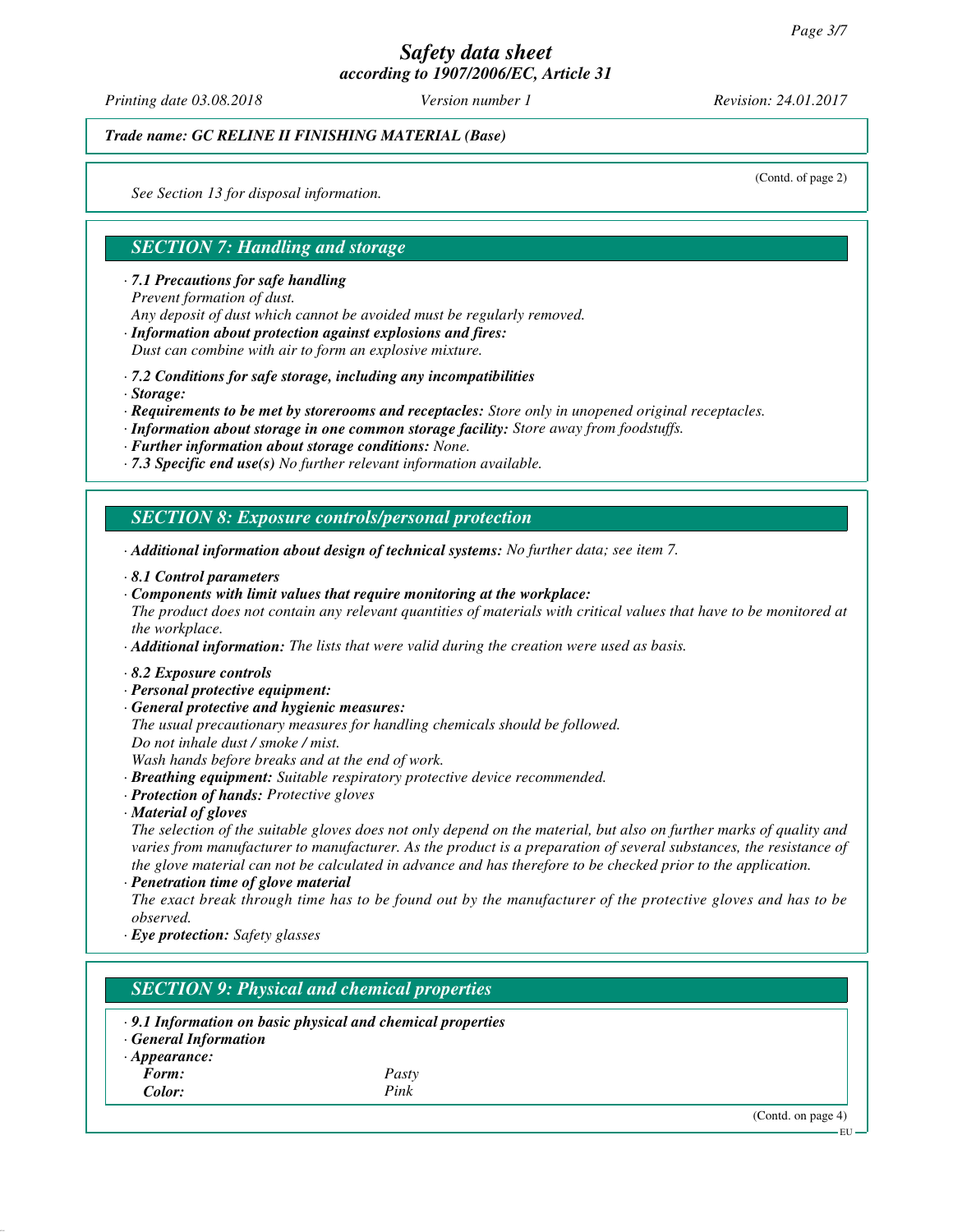*Trade name: GC RELINE II FINISHING MATERIAL (Base)*

(Contd. of page 2)

*See Section 13 for disposal information.*

## SECTION 7: Handling and storage

· ***7.1 Precautions for safe handling***
*Prevent formation of dust.*
*Any deposit of dust which cannot be avoided must be regularly removed.*

· ***Information about protection against explosions and fires:***
*Dust can combine with air to form an explosive mixture.*

· ***7.2 Conditions for safe storage, including any incompatibilities***

· ***Storage:***

· ***Requirements to be met by storerooms and receptacles:*** *Store only in unopened original receptacles.*

· ***Information about storage in one common storage facility:*** *Store away from foodstuffs.*

· ***Further information about storage conditions:*** *None.*

· ***7.3 Specific end use(s)*** *No further relevant information available.*

## SECTION 8: Exposure controls/personal protection

· ***Additional information about design of technical systems:*** *No further data; see item 7.*

· ***8.1 Control parameters***

· ***Components with limit values that require monitoring at the workplace:***
*The product does not contain any relevant quantities of materials with critical values that have to be monitored at the workplace.*

· ***Additional information:*** *The lists that were valid during the creation were used as basis.*

· ***8.2 Exposure controls***

· ***Personal protective equipment:***

· ***General protective and hygienic measures:***
*The usual precautionary measures for handling chemicals should be followed.*
*Do not inhale dust / smoke / mist.*
*Wash hands before breaks and at the end of work.*

· ***Breathing equipment:*** *Suitable respiratory protective device recommended.*

· ***Protection of hands:*** *Protective gloves*

· ***Material of gloves***
*The selection of the suitable gloves does not only depend on the material, but also on further marks of quality and varies from manufacturer to manufacturer. As the product is a preparation of several substances, the resistance of the glove material can not be calculated in advance and has therefore to be checked prior to the application.*

· ***Penetration time of glove material***
*The exact break through time has to be found out by the manufacturer of the protective gloves and has to be observed.*

· ***Eye protection:*** *Safety glasses*

## SECTION 9: Physical and chemical properties

· ***9.1 Information on basic physical and chemical properties***

· ***General Information***

· ***Appearance:***

| | |
|---|---|
| ***Form:*** | *Pasty* |
| ***Color:*** | *Pink* |

(Contd. on page 4)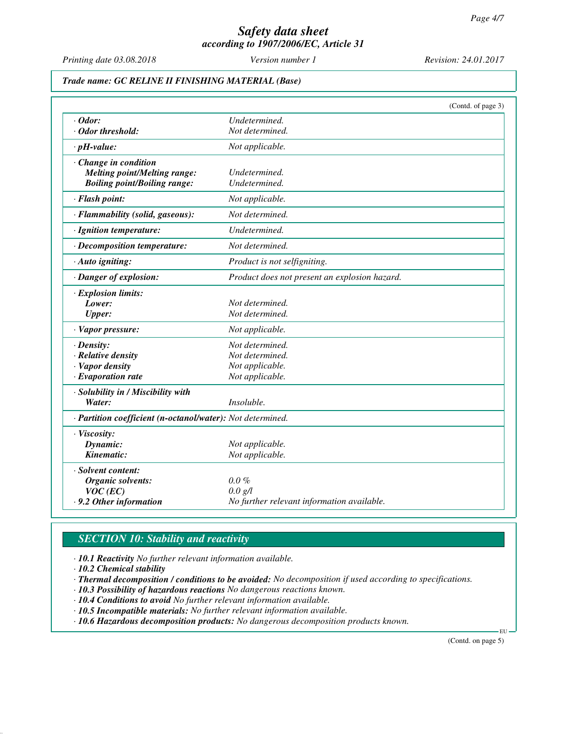# Safety data sheet
## according to 1907/2006/EC, Article 31

Printing date 03.08.2018 | Version number 1 | Revision: 24.01.2017

**Trade name: GC RELINE II FINISHING MATERIAL (Base)**

(Contd. of page 3)

| | |
|---|---|
| · **Odor:** | Undetermined. |
| · **Odor threshold:** | Not determined. |
| · **pH-value:** | Not applicable. |
| · **Change in condition** | |
| **Melting point/Melting range:** | Undetermined. |
| **Boiling point/Boiling range:** | Undetermined. |
| · **Flash point:** | Not applicable. |
| · **Flammability (solid, gaseous):** | Not determined. |
| · **Ignition temperature:** | Undetermined. |
| · **Decomposition temperature:** | Not determined. |
| · **Auto igniting:** | Product is not selfigniting. |
| · **Danger of explosion:** | Product does not present an explosion hazard. |
| · **Explosion limits:** | |
| **Lower:** | Not determined. |
| **Upper:** | Not determined. |
| · **Vapor pressure:** | Not applicable. |
| · **Density:** | Not determined. |
| · **Relative density** | Not determined. |
| · **Vapor density** | Not applicable. |
| · **Evaporation rate** | Not applicable. |
| · **Solubility in / Miscibility with** | |
| **Water:** | Insoluble. |
| · **Partition coefficient (n-octanol/water):** | Not determined. |
| · **Viscosity:** | |
| **Dynamic:** | Not applicable. |
| **Kinematic:** | Not applicable. |
| · **Solvent content:** | |
| **Organic solvents:** | 0.0 % |
| **VOC (EC)** | 0.0 g/l |
| · **9.2 Other information** | No further relevant information available. |

## SECTION 10: Stability and reactivity

· **10.1 Reactivity** No further relevant information available.
· **10.2 Chemical stability**
· **Thermal decomposition / conditions to be avoided:** No decomposition if used according to specifications.
· **10.3 Possibility of hazardous reactions** No dangerous reactions known.
· **10.4 Conditions to avoid** No further relevant information available.
· **10.5 Incompatible materials:** No further relevant information available.
· **10.6 Hazardous decomposition products:** No dangerous decomposition products known.

(Contd. on page 5)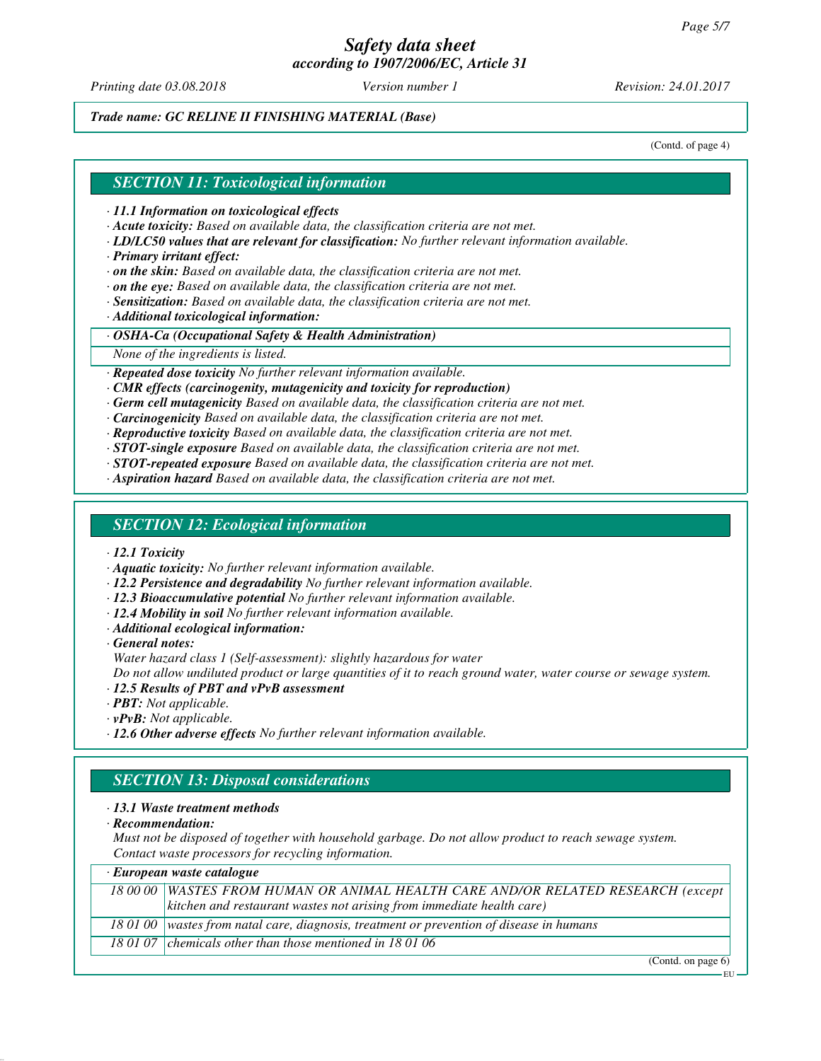*Trade name: GC RELINE II FINISHING MATERIAL (Base)*

(Contd. of page 4)

## SECTION 11: Toxicological information

- · ***11.1 Information on toxicological effects***
- · ***Acute toxicity:*** *Based on available data, the classification criteria are not met.*
- · ***LD/LC50 values that are relevant for classification:*** *No further relevant information available.*
- · ***Primary irritant effect:***
- · ***on the skin:*** *Based on available data, the classification criteria are not met.*
- · ***on the eye:*** *Based on available data, the classification criteria are not met.*
- · ***Sensitization:*** *Based on available data, the classification criteria are not met.*
- · ***Additional toxicological information:***

| · ***OSHA-Ca (Occupational Safety & Health Administration)*** |
|---|
| *None of the ingredients is listed.* |

- · ***Repeated dose toxicity*** *No further relevant information available.*
- · ***CMR effects (carcinogenity, mutagenicity and toxicity for reproduction)***
- · ***Germ cell mutagenicity*** *Based on available data, the classification criteria are not met.*
- · ***Carcinogenicity*** *Based on available data, the classification criteria are not met.*
- · ***Reproductive toxicity*** *Based on available data, the classification criteria are not met.*
- · ***STOT-single exposure*** *Based on available data, the classification criteria are not met.*
- · ***STOT-repeated exposure*** *Based on available data, the classification criteria are not met.*
- · ***Aspiration hazard*** *Based on available data, the classification criteria are not met.*

## SECTION 12: Ecological information

- · ***12.1 Toxicity***
- · ***Aquatic toxicity:*** *No further relevant information available.*
- · ***12.2 Persistence and degradability*** *No further relevant information available.*
- · ***12.3 Bioaccumulative potential*** *No further relevant information available.*
- · ***12.4 Mobility in soil*** *No further relevant information available.*
- · ***Additional ecological information:***
- · ***General notes:***

  *Water hazard class 1 (Self-assessment): slightly hazardous for water*

  *Do not allow undiluted product or large quantities of it to reach ground water, water course or sewage system.*
- · ***12.5 Results of PBT and vPvB assessment***
- · ***PBT:*** *Not applicable.*
- · ***vPvB:*** *Not applicable.*
- · ***12.6 Other adverse effects*** *No further relevant information available.*

## SECTION 13: Disposal considerations

- · ***13.1 Waste treatment methods***
- · ***Recommendation:***

  *Must not be disposed of together with household garbage. Do not allow product to reach sewage system.*

  *Contact waste processors for recycling information.*

| · ***European waste catalogue*** | |
|---|---|
| *18 00 00* | *WASTES FROM HUMAN OR ANIMAL HEALTH CARE AND/OR RELATED RESEARCH (except kitchen and restaurant wastes not arising from immediate health care)* |
| *18 01 00* | *wastes from natal care, diagnosis, treatment or prevention of disease in humans* |
| *18 01 07* | *chemicals other than those mentioned in 18 01 06* |

(Contd. on page 6)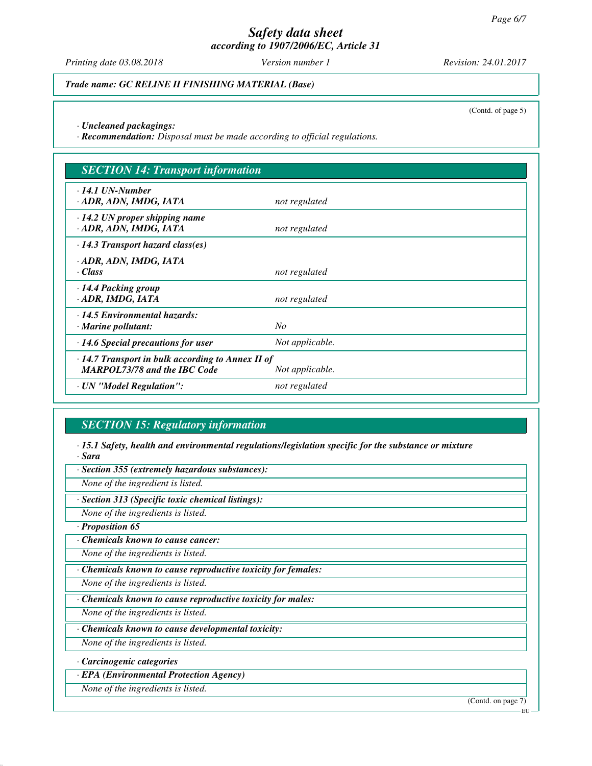*Trade name: GC RELINE II FINISHING MATERIAL (Base)*

(Contd. of page 5)

· **Uncleaned packagings:**
· **Recommendation:** *Disposal must be made according to official regulations.*

## SECTION 14: Transport information

| | |
|---|---|
| · **14.1 UN-Number**<br>· **ADR, ADN, IMDG, IATA** | *not regulated* |
| · **14.2 UN proper shipping name**<br>· **ADR, ADN, IMDG, IATA** | *not regulated* |
| · **14.3 Transport hazard class(es)**<br>· **ADR, ADN, IMDG, IATA**<br>· **Class** | *not regulated* |
| · **14.4 Packing group**<br>· **ADR, IMDG, IATA** | *not regulated* |
| · **14.5 Environmental hazards:**<br>· **Marine pollutant:** | *No* |
| · **14.6 Special precautions for user** | *Not applicable.* |
| · **14.7 Transport in bulk according to Annex II of MARPOL73/78 and the IBC Code** | *Not applicable.* |
| · **UN "Model Regulation":** | *not regulated* |

## SECTION 15: Regulatory information

· **15.1 Safety, health and environmental regulations/legislation specific for the substance or mixture**
· **Sara**

· **Section 355 (extremely hazardous substances):**
*None of the ingredient is listed.*

· **Section 313 (Specific toxic chemical listings):**
*None of the ingredients is listed.*

· **Proposition 65**

· **Chemicals known to cause cancer:**
*None of the ingredients is listed.*

· **Chemicals known to cause reproductive toxicity for females:**
*None of the ingredients is listed.*

· **Chemicals known to cause reproductive toxicity for males:**
*None of the ingredients is listed.*

· **Chemicals known to cause developmental toxicity:**
*None of the ingredients is listed.*

· **Carcinogenic categories**

· **EPA (Environmental Protection Agency)**
*None of the ingredients is listed.*

(Contd. on page 7)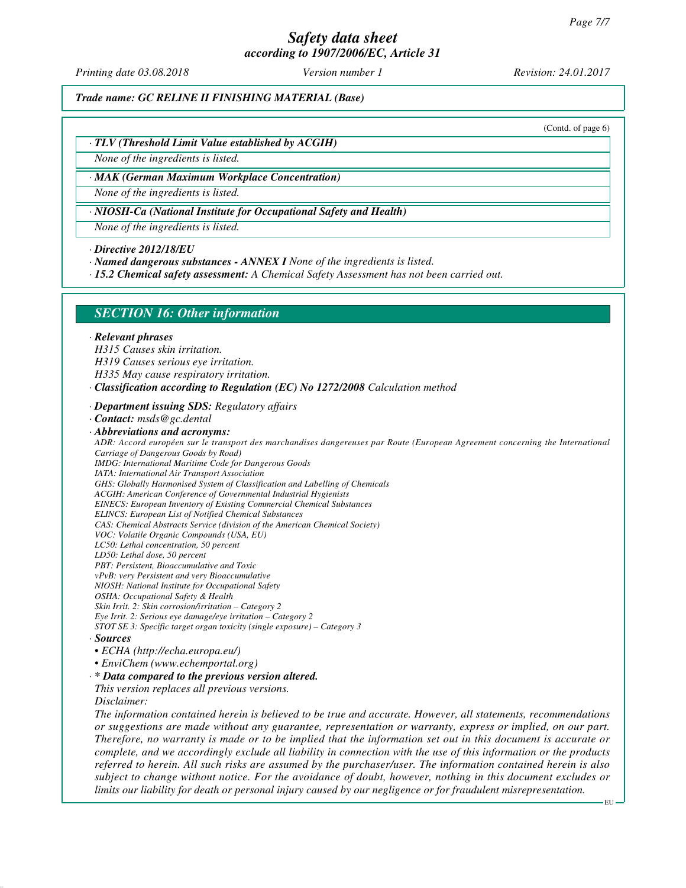Trade name: GC RELINE II FINISHING MATERIAL (Base)

(Contd. of page 6)

· **TLV (Threshold Limit Value established by ACGIH)**

None of the ingredients is listed.

· **MAK (German Maximum Workplace Concentration)**

None of the ingredients is listed.

· **NIOSH-Ca (National Institute for Occupational Safety and Health)**

None of the ingredients is listed.

· **Directive 2012/18/EU**

· **Named dangerous substances - ANNEX I** None of the ingredients is listed.

· **15.2 Chemical safety assessment:** A Chemical Safety Assessment has not been carried out.

## SECTION 16: Other information

· **Relevant phrases**

H315 Causes skin irritation.
H319 Causes serious eye irritation.
H335 May cause respiratory irritation.

· **Classification according to Regulation (EC) No 1272/2008** Calculation method

· **Department issuing SDS:** Regulatory affairs

· **Contact:** msds@gc.dental

· **Abbreviations and acronyms:**

ADR: Accord européen sur le transport des marchandises dangereuses par Route (European Agreement concerning the International Carriage of Dangerous Goods by Road)
IMDG: International Maritime Code for Dangerous Goods
IATA: International Air Transport Association
GHS: Globally Harmonised System of Classification and Labelling of Chemicals
ACGIH: American Conference of Governmental Industrial Hygienists
EINECS: European Inventory of Existing Commercial Chemical Substances
ELINCS: European List of Notified Chemical Substances
CAS: Chemical Abstracts Service (division of the American Chemical Society)
VOC: Volatile Organic Compounds (USA, EU)
LC50: Lethal concentration, 50 percent
LD50: Lethal dose, 50 percent
PBT: Persistent, Bioaccumulative and Toxic
vPvB: very Persistent and very Bioaccumulative
NIOSH: National Institute for Occupational Safety
OSHA: Occupational Safety & Health
Skin Irrit. 2: Skin corrosion/irritation – Category 2
Eye Irrit. 2: Serious eye damage/eye irritation – Category 2
STOT SE 3: Specific target organ toxicity (single exposure) – Category 3

· **Sources**

- ECHA (http://echa.europa.eu/)
- EnviChem (www.echemportal.org)

· **\* Data compared to the previous version altered.**

This version replaces all previous versions.

Disclaimer:

The information contained herein is believed to be true and accurate. However, all statements, recommendations or suggestions are made without any guarantee, representation or warranty, express or implied, on our part. Therefore, no warranty is made or to be implied that the information set out in this document is accurate or complete, and we accordingly exclude all liability in connection with the use of this information or the products referred to herein. All such risks are assumed by the purchaser/user. The information contained herein is also subject to change without notice. For the avoidance of doubt, however, nothing in this document excludes or limits our liability for death or personal injury caused by our negligence or for fraudulent misrepresentation.